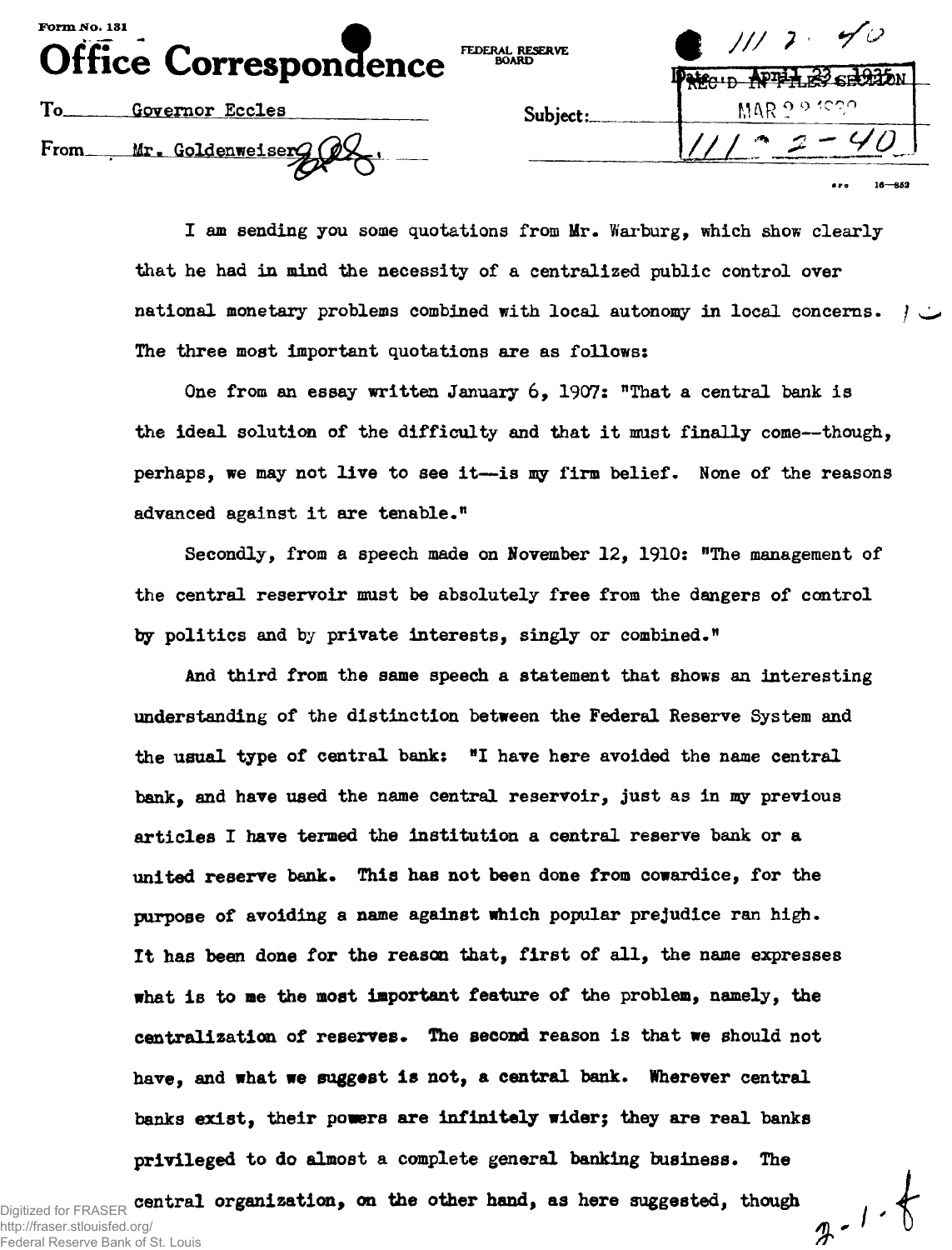Form No. 131

# Office Correspondence

FEDERAL RESERVE BOARD

Date April 23, 1935

To Governor Eccles

From Mr. Goldenweiser

Subject:

I am sending you some quotations from Mr. Warburg, which show clearly that he had in mind the necessity of a centralized public control over national monetary problems combined with local autonomy in local concerns. The three most important quotations are as follows:

One from an essay written January 6, 1907: "That a central bank is the ideal solution of the difficulty and that it must finally come--though, perhaps, we may not live to see it--is my firm belief. None of the reasons advanced against it are tenable."

Secondly, from a speech made on November 12, 1910: "The management of the central reservoir must be absolutely free from the dangers of control by politics and by private interests, singly or combined."

And third from the same speech a statement that shows an interesting understanding of the distinction between the Federal Reserve System and the usual type of central bank: "I have here avoided the name central bank, and have used the name central reservoir, just as in my previous articles I have termed the institution a central reserve bank or a united reserve bank. This has not been done from cowardice, for the purpose of avoiding a name against which popular prejudice ran high. It has been done for the reason that, first of all, the name expresses what is to me the most important feature of the problem, namely, the centralization of reserves. The second reason is that we should not have, and what we suggest is not, a central bank. Wherever central banks exist, their powers are infinitely wider; they are real banks privileged to do almost a complete general banking business. The central organization, on the other hand, as here suggested, though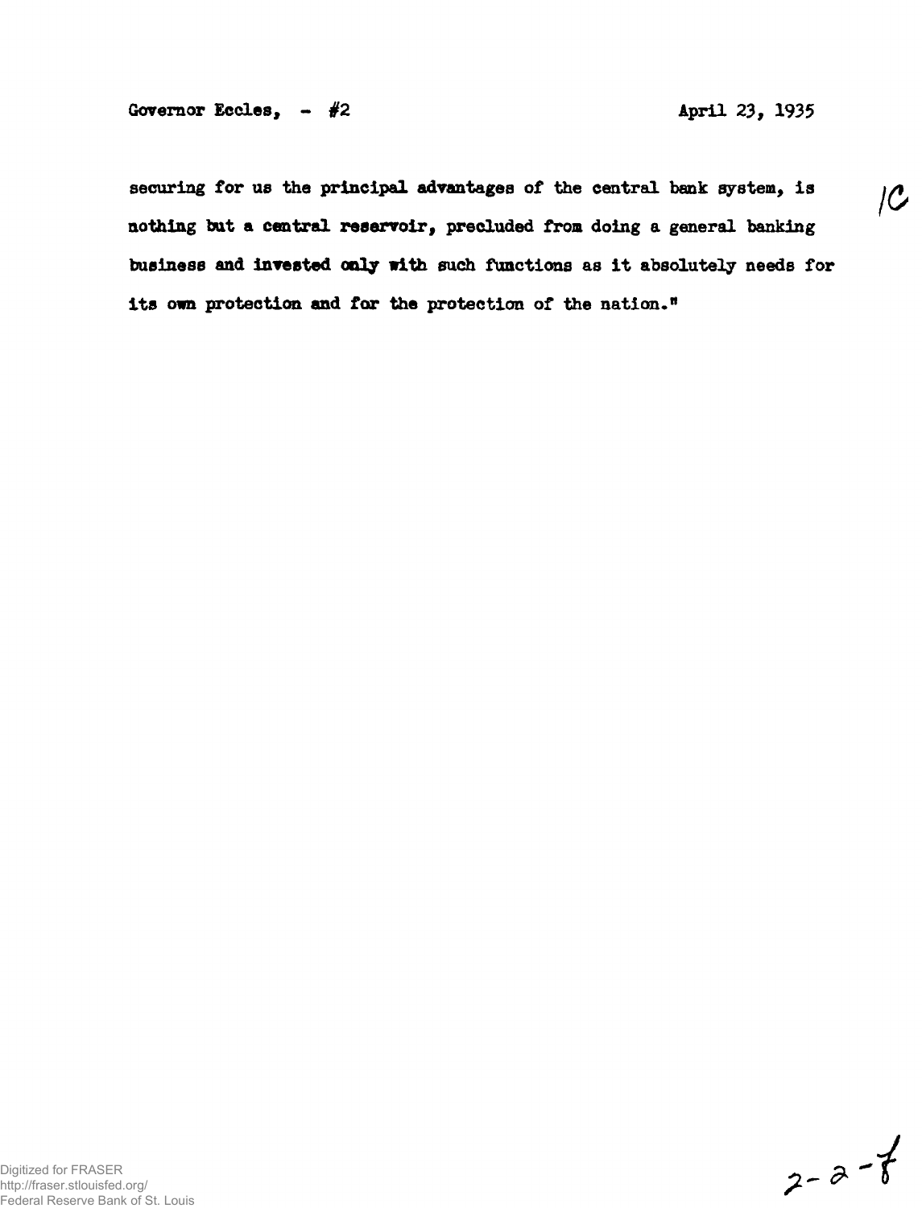securing for us the principal advantages of the central bank system, is nothing but a central reservoir, precluded from doing a general banking business and invested only with such functions as it absolutely needs for its own protection and for the protection of the nation."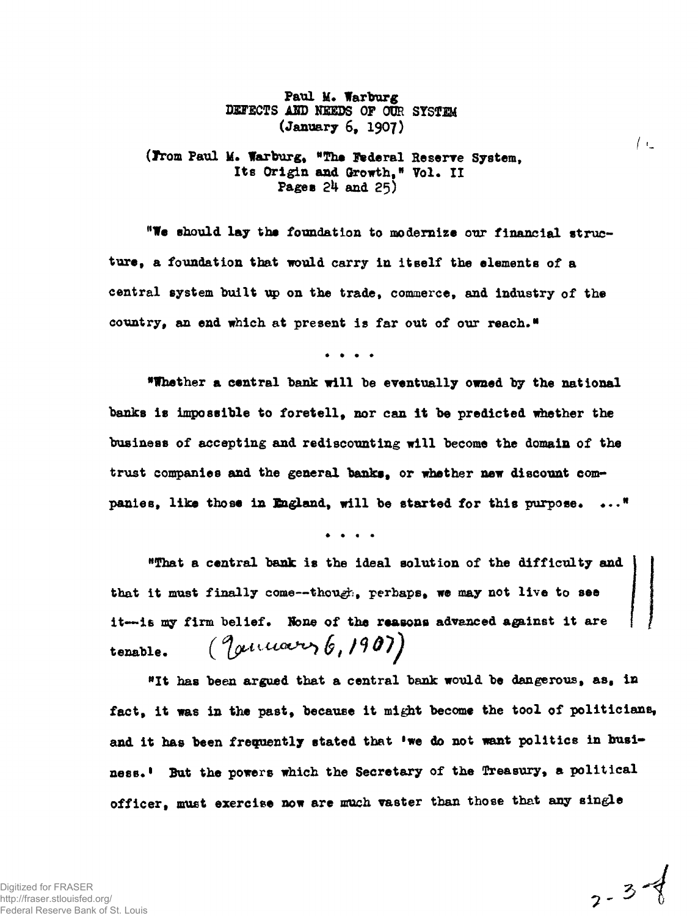Paul M. Warburg
DEFECTS AND NEEDS OF OUR SYSTEM
(January 6, 1907)

(From Paul M. Warburg, "The Federal Reserve System, Its Origin and Growth," Vol. II Pages 24 and 25)

"We should lay the foundation to modernize our financial structure, a foundation that would carry in itself the elements of a central system built up on the trade, commerce, and industry of the country, an end which at present is far out of our reach."

. . . .

"Whether a central bank will be eventually owned by the national banks is impossible to foretell, nor can it be predicted whether the business of accepting and rediscounting will become the domain of the trust companies and the general banks, or whether new discount companies, like those in England, will be started for this purpose. ..."

. . . .

"That a central bank is the ideal solution of the difficulty and that it must finally come--though, perhaps, we may not live to see it--is my firm belief. None of the reasons advanced against it are tenable. (January 6, 1907)

"It has been argued that a central bank would be dangerous, as, in fact, it was in the past, because it might become the tool of politicians, and it has been frequently stated that 'we do not want politics in business.' But the powers which the Secretary of the Treasury, a political officer, must exercise now are much vaster than those that any single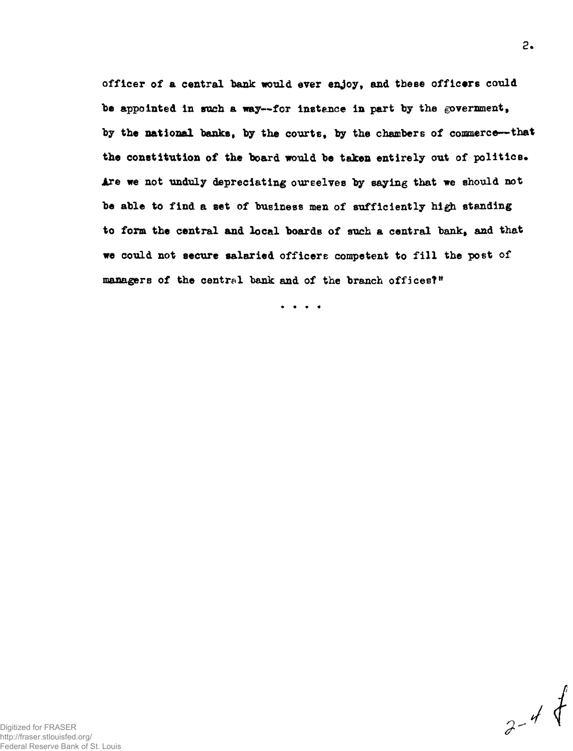officer of a central bank would ever enjoy, and these officers could be appointed in such a way--for instance in part by the government, by the national banks, by the courts, by the chambers of commerce--that the constitution of the board would be taken entirely out of politics. Are we not unduly depreciating ourselves by saying that we should not be able to find a set of business men of sufficiently high standing to form the central and local boards of such a central bank, and that we could not secure salaried officers competent to fill the post of managers of the central bank and of the branch offices?"

. . . .

2-4 f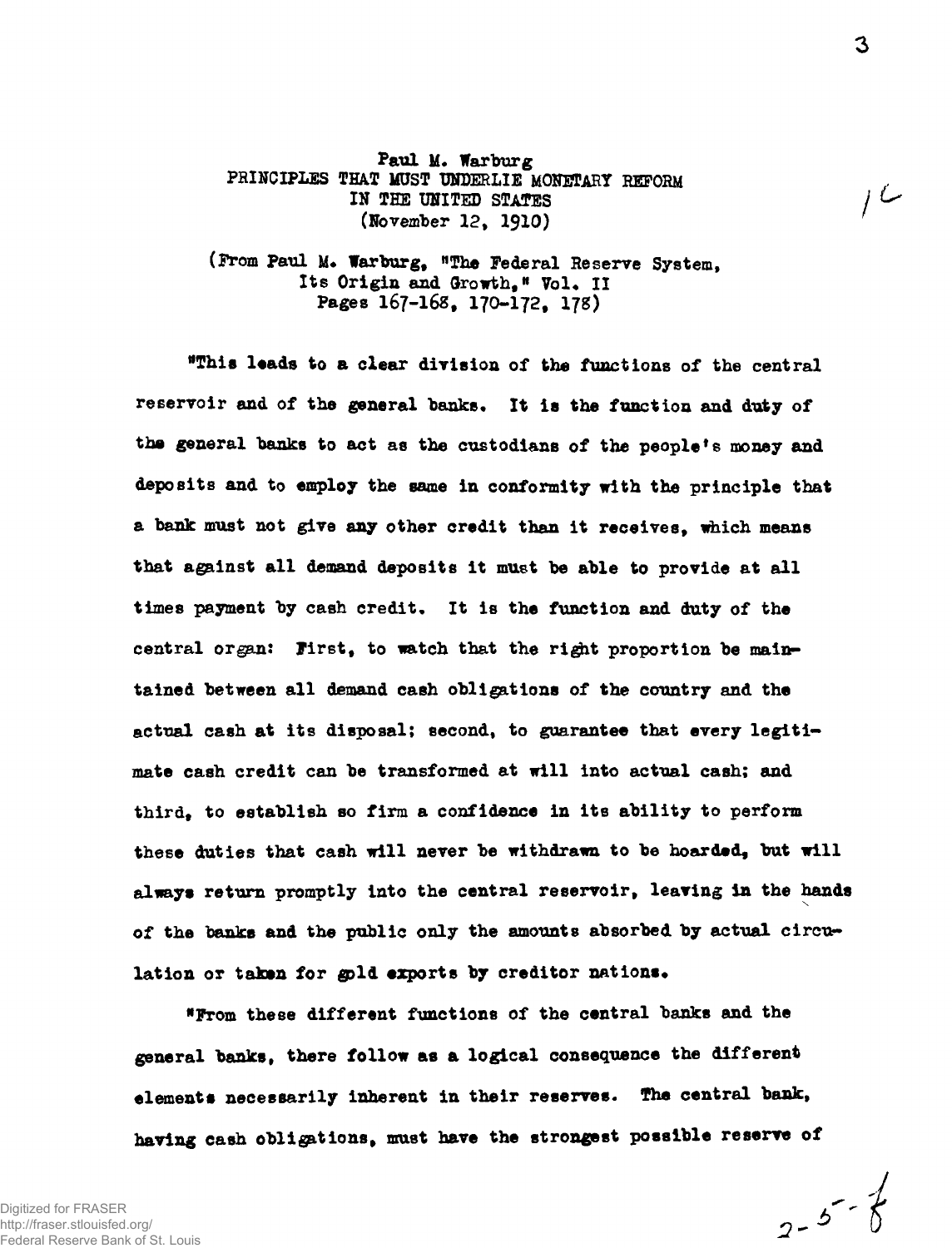Paul M. Warburg
PRINCIPLES THAT MUST UNDERLIE MONETARY REFORM
IN THE UNITED STATES
(November 12, 1910)

(From Paul M. Warburg, "The Federal Reserve System, Its Origin and Growth," Vol. II Pages 167-168, 170-172, 178)

"This leads to a clear division of the functions of the central reservoir and of the general banks. It is the function and duty of the general banks to act as the custodians of the people's money and deposits and to employ the same in conformity with the principle that a bank must not give any other credit than it receives, which means that against all demand deposits it must be able to provide at all times payment by cash credit. It is the function and duty of the central organ: First, to watch that the right proportion be maintained between all demand cash obligations of the country and the actual cash at its disposal; second, to guarantee that every legitimate cash credit can be transformed at will into actual cash; and third, to establish so firm a confidence in its ability to perform these duties that cash will never be withdrawn to be hoarded, but will always return promptly into the central reservoir, leaving in the hands of the banks and the public only the amounts absorbed by actual circulation or taken for gold exports by creditor nations.

"From these different functions of the central banks and the general banks, there follow as a logical consequence the different elements necessarily inherent in their reserves. The central bank, having cash obligations, must have the strongest possible reserve of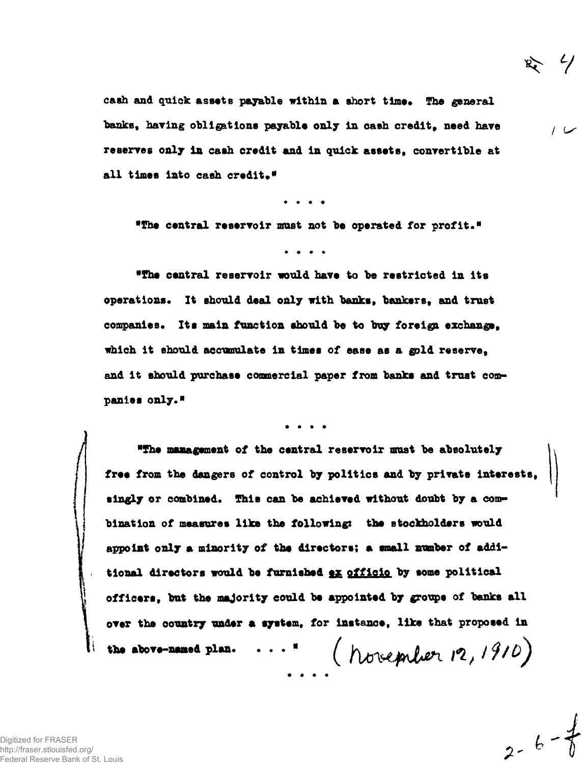cash and quick assets payable within a short time. The general banks, having obligations payable only in cash credit, need have reserves only in cash credit and in quick assets, convertible at all times into cash credit."

. . . .

"The central reservoir must not be operated for profit."

. . . .

"The central reservoir would have to be restricted in its operations. It should deal only with banks, bankers, and trust companies. Its main function should be to buy foreign exchange, which it should accumulate in times of ease as a gold reserve, and it should purchase commercial paper from banks and trust companies only."

. . . .

"The management of the central reservoir must be absolutely free from the dangers of control by politics and by private interests, singly or combined. This can be achieved without doubt by a combination of measures like the following: the stockholders would appoint only a minority of the directors; a small number of additional directors would be furnished *ex officio* by some political officers, but the majority could be appointed by groups of banks all over the country under a system, for instance, like that proposed in the above-named plan. . . ." (November 12, 1910)

. . . .